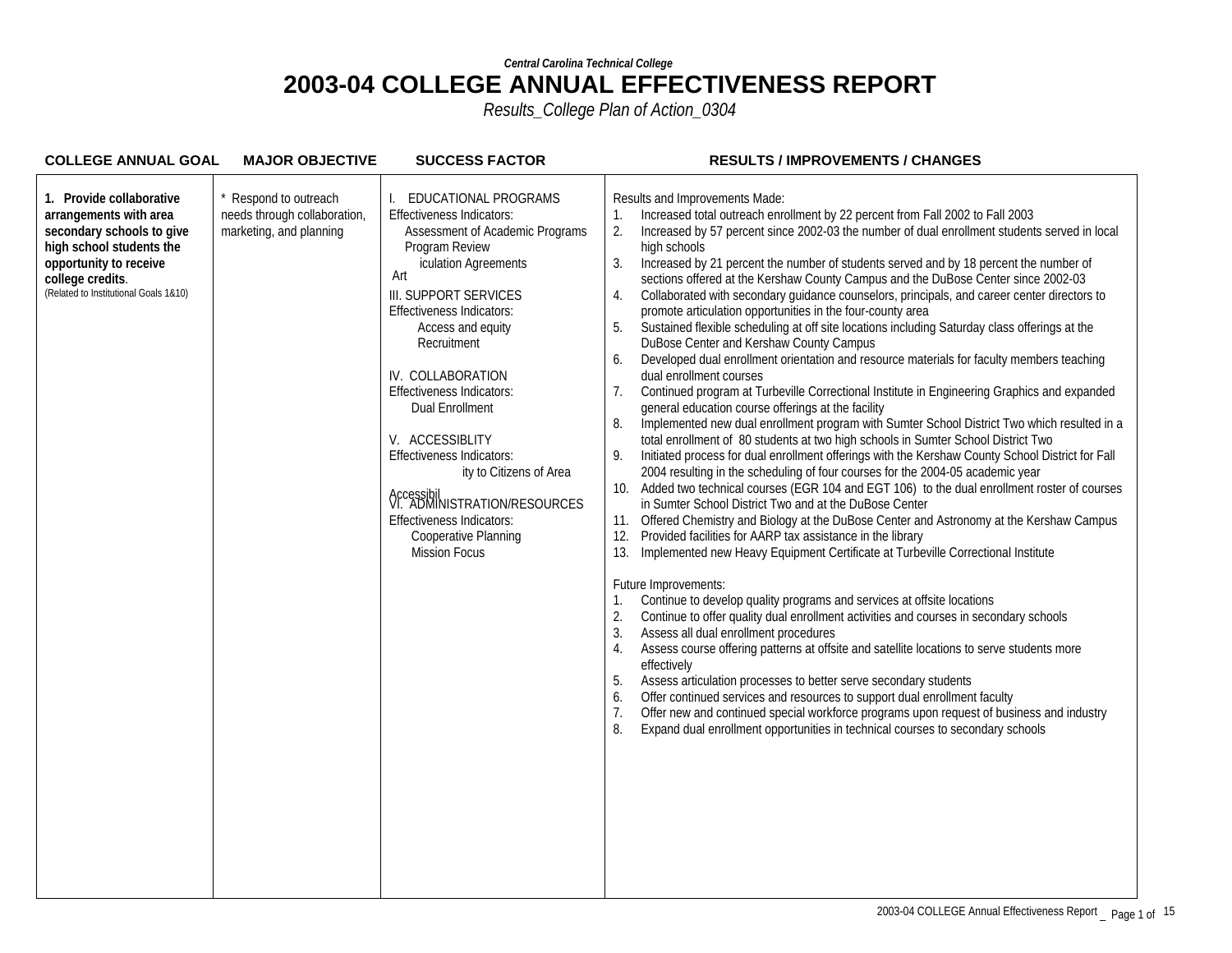*Central Carolina Technical College*

# 2003-04 COLLEGE ANNUAL EFFECTIVENESS REPORT

*Results_College Plan of Action_0304*

| COLLEGE ANNUAL GOAL | MAJOR OBJECTIVE | SUCCESS FACTOR | RESULTS / IMPROVEMENTS / CHANGES |
|---|---|---|---|
| **1. Provide collaborative arrangements with area secondary schools to give high school students the opportunity to receive college credits**. (Related to Institutional Goals 1&10) | * Respond to outreach needs through collaboration, marketing, and planning | I. EDUCATIONAL PROGRAMS<br>Effectiveness Indicators:<br>Assessment of Academic Programs<br>Program Review<br>Articulation Agreements<br><br>III. SUPPORT SERVICES<br>Effectiveness Indicators:<br>Access and equity<br>Recruitment<br><br>IV. COLLABORATION<br>Effectiveness Indicators:<br>Dual Enrollment<br><br>V. ACCESSIBLITY<br>Effectiveness Indicators:<br>Accessibility to Citizens of Area<br><br>VI. ADMINISTRATION/RESOURCES<br>Effectiveness Indicators:<br>Cooperative Planning<br>Mission Focus | Results and Improvements Made:<br>1. Increased total outreach enrollment by 22 percent from Fall 2002 to Fall 2003<br>2. Increased by 57 percent since 2002-03 the number of dual enrollment students served in local high schools<br>3. Increased by 21 percent the number of students served and by 18 percent the number of sections offered at the Kershaw County Campus and the DuBose Center since 2002-03<br>4. Collaborated with secondary guidance counselors, principals, and career center directors to promote articulation opportunities in the four-county area<br>5. Sustained flexible scheduling at off site locations including Saturday class offerings at the DuBose Center and Kershaw County Campus<br>6. Developed dual enrollment orientation and resource materials for faculty members teaching dual enrollment courses<br>7. Continued program at Turbeville Correctional Institute in Engineering Graphics and expanded general education course offerings at the facility<br>8. Implemented new dual enrollment program with Sumter School District Two which resulted in a total enrollment of 80 students at two high schools in Sumter School District Two<br>9. Initiated process for dual enrollment offerings with the Kershaw County School District for Fall 2004 resulting in the scheduling of four courses for the 2004-05 academic year<br>10. Added two technical courses (EGR 104 and EGT 106) to the dual enrollment roster of courses in Sumter School District Two and at the DuBose Center<br>11. Offered Chemistry and Biology at the DuBose Center and Astronomy at the Kershaw Campus<br>12. Provided facilities for AARP tax assistance in the library<br>13. Implemented new Heavy Equipment Certificate at Turbeville Correctional Institute<br><br>Future Improvements:<br>1. Continue to develop quality programs and services at offsite locations<br>2. Continue to offer quality dual enrollment activities and courses in secondary schools<br>3. Assess all dual enrollment procedures<br>4. Assess course offering patterns at offsite and satellite locations to serve students more effectively<br>5. Assess articulation processes to better serve secondary students<br>6. Offer continued services and resources to support dual enrollment faculty<br>7. Offer new and continued special workforce programs upon request of business and industry<br>8. Expand dual enrollment opportunities in technical courses to secondary schools |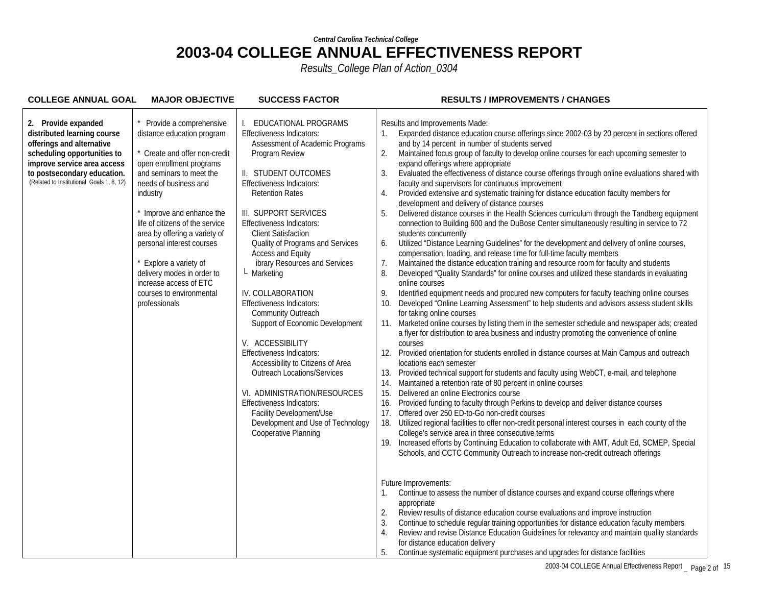*Central Carolina Technical College*

# 2003-04 COLLEGE ANNUAL EFFECTIVENESS REPORT

*Results_College Plan of Action_0304*

| COLLEGE ANNUAL GOAL | MAJOR OBJECTIVE | SUCCESS FACTOR | RESULTS / IMPROVEMENTS / CHANGES |
|---|---|---|---|
| **2. Provide expanded distributed learning course offerings and alternative scheduling opportunities to improve service area access to postsecondary education.** (Related to Institutional Goals 1, 8, 12) | * Provide a comprehensive distance education program<br><br>* Create and offer non-credit open enrollment programs and seminars to meet the needs of business and industry<br><br>* Improve and enhance the life of citizens of the service area by offering a variety of personal interest courses<br><br>* Explore a variety of delivery modes in order to increase access of ETC courses to environmental professionals | I. EDUCATIONAL PROGRAMS<br>Effectiveness Indicators:<br>Assessment of Academic Programs<br>Program Review<br><br>II. STUDENT OUTCOMES<br>Effectiveness Indicators:<br>Retention Rates<br><br>III. SUPPORT SERVICES<br>Effectiveness Indicators:<br>Client Satisfaction<br>Quality of Programs and Services<br>Access and Equity<br>ibrary Resources and Services<br>L Marketing<br><br>IV. COLLABORATION<br>Effectiveness Indicators:<br>Community Outreach<br>Support of Economic Development<br><br>V. ACCESSIBILITY<br>Effectiveness Indicators:<br>Accessibility to Citizens of Area Outreach Locations/Services<br><br>VI. ADMINISTRATION/RESOURCES<br>Effectiveness Indicators:<br>Facility Development/Use<br>Development and Use of Technology<br>Cooperative Planning | Results and Improvements Made:<br>1. Expanded distance education course offerings since 2002-03 by 20 percent in sections offered and by 14 percent in number of students served<br>2. Maintained focus group of faculty to develop online courses for each upcoming semester to expand offerings where appropriate<br>3. Evaluated the effectiveness of distance course offerings through online evaluations shared with faculty and supervisors for continuous improvement<br>4. Provided extensive and systematic training for distance education faculty members for development and delivery of distance courses<br>5. Delivered distance courses in the Health Sciences curriculum through the Tandberg equipment connection to Building 600 and the DuBose Center simultaneously resulting in service to 72 students concurrently<br>6. Utilized "Distance Learning Guidelines" for the development and delivery of online courses, compensation, loading, and release time for full-time faculty members<br>7. Maintained the distance education training and resource room for faculty and students<br>8. Developed "Quality Standards" for online courses and utilized these standards in evaluating online courses<br>9. Identified equipment needs and procured new computers for faculty teaching online courses<br>10. Developed "Online Learning Assessment" to help students and advisors assess student skills for taking online courses<br>11. Marketed online courses by listing them in the semester schedule and newspaper ads; created a flyer for distribution to area business and industry promoting the convenience of online courses<br>12. Provided orientation for students enrolled in distance courses at Main Campus and outreach locations each semester<br>13. Provided technical support for students and faculty using WebCT, e-mail, and telephone<br>14. Maintained a retention rate of 80 percent in online courses<br>15. Delivered an online Electronics course<br>16. Provided funding to faculty through Perkins to develop and deliver distance courses<br>17. Offered over 250 ED-to-Go non-credit courses<br>18. Utilized regional facilities to offer non-credit personal interest courses in each county of the College's service area in three consecutive terms<br>19. Increased efforts by Continuing Education to collaborate with AMT, Adult Ed, SCMEP, Special Schools, and CCTC Community Outreach to increase non-credit outreach offerings<br><br>Future Improvements:<br>1. Continue to assess the number of distance courses and expand course offerings where appropriate<br>2. Review results of distance education course evaluations and improve instruction<br>3. Continue to schedule regular training opportunities for distance education faculty members<br>4. Review and revise Distance Education Guidelines for relevancy and maintain quality standards for distance education delivery<br>5. Continue systematic equipment purchases and upgrades for distance facilities |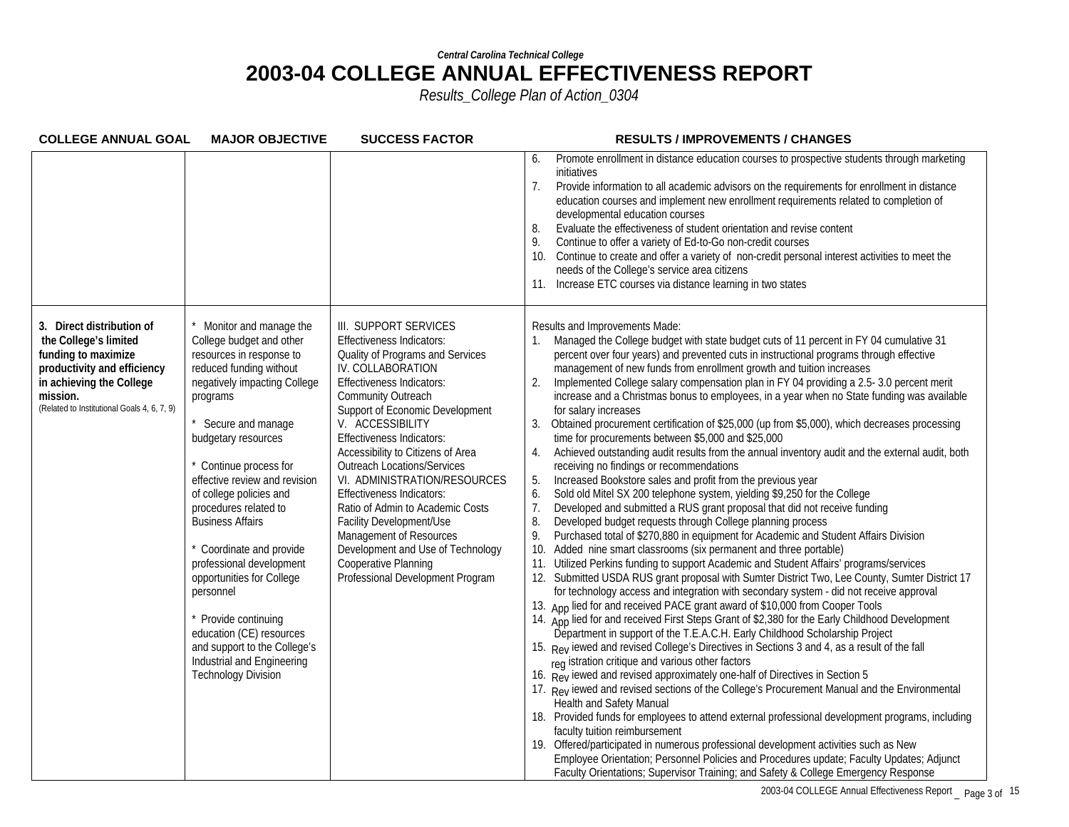*Central Carolina Technical College*

# 2003-04 COLLEGE ANNUAL EFFECTIVENESS REPORT

*Results_College Plan of Action_0304*

| COLLEGE ANNUAL GOAL | MAJOR OBJECTIVE | SUCCESS FACTOR | RESULTS / IMPROVEMENTS / CHANGES |
|---|---|---|---|
| | | | 6. Promote enrollment in distance education courses to prospective students through marketing initiatives<br>7. Provide information to all academic advisors on the requirements for enrollment in distance education courses and implement new enrollment requirements related to completion of developmental education courses<br>8. Evaluate the effectiveness of student orientation and revise content<br>9. Continue to offer a variety of Ed-to-Go non-credit courses<br>10. Continue to create and offer a variety of non-credit personal interest activities to meet the needs of the College's service area citizens<br>11. Increase ETC courses via distance learning in two states |
| **3. Direct distribution of the College's limited funding to maximize productivity and efficiency in achieving the College mission.**<br>(Related to Institutional Goals 4, 6, 7, 9) | * Monitor and manage the College budget and other resources in response to reduced funding without negatively impacting College programs<br><br>* Secure and manage budgetary resources<br><br>* Continue process for effective review and revision of college policies and procedures related to Business Affairs<br><br>* Coordinate and provide professional development opportunities for College personnel<br><br>* Provide continuing education (CE) resources and support to the College's Industrial and Engineering Technology Division | III. SUPPORT SERVICES<br>Effectiveness Indicators:<br>Quality of Programs and Services<br>IV. COLLABORATION<br>Effectiveness Indicators:<br>Community Outreach<br>Support of Economic Development<br>V. ACCESSIBILITY<br>Effectiveness Indicators:<br>Accessibility to Citizens of Area<br>Outreach Locations/Services<br>VI. ADMINISTRATION/RESOURCES<br>Effectiveness Indicators:<br>Ratio of Admin to Academic Costs<br>Facility Development/Use<br>Management of Resources<br>Development and Use of Technology<br>Cooperative Planning<br>Professional Development Program | Results and Improvements Made:<br>1. Managed the College budget with state budget cuts of 11 percent in FY 04 cumulative 31 percent over four years) and prevented cuts in instructional programs through effective management of new funds from enrollment growth and tuition increases<br>2. Implemented College salary compensation plan in FY 04 providing a 2.5- 3.0 percent merit increase and a Christmas bonus to employees, in a year when no State funding was available for salary increases<br>3. Obtained procurement certification of $25,000 (up from $5,000), which decreases processing time for procurements between $5,000 and $25,000<br>4. Achieved outstanding audit results from the annual inventory audit and the external audit, both receiving no findings or recommendations<br>5. Increased Bookstore sales and profit from the previous year<br>6. Sold old Mitel SX 200 telephone system, yielding $9,250 for the College<br>7. Developed and submitted a RUS grant proposal that did not receive funding<br>8. Developed budget requests through College planning process<br>9. Purchased total of $270,880 in equipment for Academic and Student Affairs Division<br>10. Added nine smart classrooms (six permanent and three portable)<br>11. Utilized Perkins funding to support Academic and Student Affairs' programs/services<br>12. Submitted USDA RUS grant proposal with Sumter District Two, Lee County, Sumter District 17 for technology access and integration with secondary system - did not receive approval<br>13. Applied for and received PACE grant award of $10,000 from Cooper Tools<br>14. Applied for and received First Steps Grant of $2,380 for the Early Childhood Development Department in support of the T.E.A.C.H. Early Childhood Scholarship Project<br>15. Reviewed and revised College's Directives in Sections 3 and 4, as a result of the fall registration critique and various other factors<br>16. Reviewed and revised approximately one-half of Directives in Section 5<br>17. Reviewed and revised sections of the College's Procurement Manual and the Environmental Health and Safety Manual<br>18. Provided funds for employees to attend external professional development programs, including faculty tuition reimbursement<br>19. Offered/participated in numerous professional development activities such as New Employee Orientation; Personnel Policies and Procedures update; Faculty Updates; Adjunct Faculty Orientations; Supervisor Training; and Safety & College Emergency Response |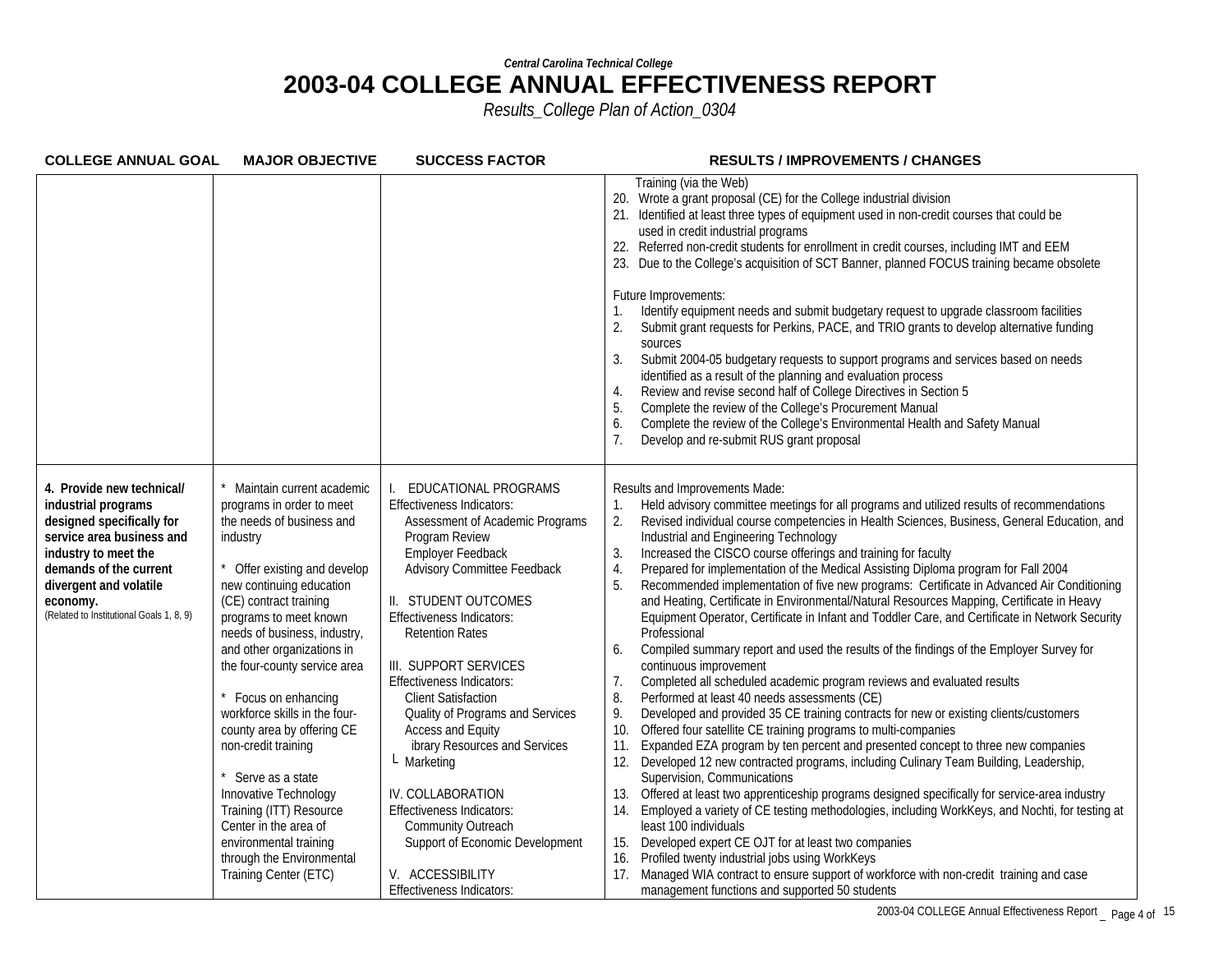*Central Carolina Technical College*

# 2003-04 COLLEGE ANNUAL EFFECTIVENESS REPORT

*Results_College Plan of Action_0304*

| COLLEGE ANNUAL GOAL | MAJOR OBJECTIVE | SUCCESS FACTOR | RESULTS / IMPROVEMENTS / CHANGES |
|---|---|---|---|
| | | | Training (via the Web)<br>20. Wrote a grant proposal (CE) for the College industrial division<br>21. Identified at least three types of equipment used in non-credit courses that could be used in credit industrial programs<br>22. Referred non-credit students for enrollment in credit courses, including IMT and EEM<br>23. Due to the College's acquisition of SCT Banner, planned FOCUS training became obsolete<br><br>Future Improvements:<br>1. Identify equipment needs and submit budgetary request to upgrade classroom facilities<br>2. Submit grant requests for Perkins, PACE, and TRIO grants to develop alternative funding sources<br>3. Submit 2004-05 budgetary requests to support programs and services based on needs identified as a result of the planning and evaluation process<br>4. Review and revise second half of College Directives in Section 5<br>5. Complete the review of the College's Procurement Manual<br>6. Complete the review of the College's Environmental Health and Safety Manual<br>7. Develop and re-submit RUS grant proposal |
| **4. Provide new technical/ industrial programs designed specifically for service area business and industry to meet the demands of the current divergent and volatile economy.**<br>(Related to Institutional Goals 1, 8, 9) | * Maintain current academic programs in order to meet the needs of business and industry<br><br>* Offer existing and develop new continuing education (CE) contract training programs to meet known needs of business, industry, and other organizations in the four-county service area<br><br>* Focus on enhancing workforce skills in the four-county area by offering CE non-credit training<br><br>* Serve as a state Innovative Technology Training (ITT) Resource Center in the area of environmental training through the Environmental Training Center (ETC) | I. EDUCATIONAL PROGRAMS<br>Effectiveness Indicators:<br>Assessment of Academic Programs<br>Program Review<br>Employer Feedback<br>Advisory Committee Feedback<br><br>II. STUDENT OUTCOMES<br>Effectiveness Indicators:<br>Retention Rates<br><br>III. SUPPORT SERVICES<br>Effectiveness Indicators:<br>Client Satisfaction<br>Quality of Programs and Services<br>Access and Equity<br>ibrary Resources and Services<br>Marketing<br><br>IV. COLLABORATION<br>Effectiveness Indicators:<br>Community Outreach<br>Support of Economic Development<br><br>V. ACCESSIBILITY<br>Effectiveness Indicators: | Results and Improvements Made:<br>1. Held advisory committee meetings for all programs and utilized results of recommendations<br>2. Revised individual course competencies in Health Sciences, Business, General Education, and Industrial and Engineering Technology<br>3. Increased the CISCO course offerings and training for faculty<br>4. Prepared for implementation of the Medical Assisting Diploma program for Fall 2004<br>5. Recommended implementation of five new programs: Certificate in Advanced Air Conditioning and Heating, Certificate in Environmental/Natural Resources Mapping, Certificate in Heavy Equipment Operator, Certificate in Infant and Toddler Care, and Certificate in Network Security Professional<br>6. Compiled summary report and used the results of the findings of the Employer Survey for continuous improvement<br>7. Completed all scheduled academic program reviews and evaluated results<br>8. Performed at least 40 needs assessments (CE)<br>9. Developed and provided 35 CE training contracts for new or existing clients/customers<br>10. Offered four satellite CE training programs to multi-companies<br>11. Expanded EZA program by ten percent and presented concept to three new companies<br>12. Developed 12 new contracted programs, including Culinary Team Building, Leadership, Supervision, Communications<br>13. Offered at least two apprenticeship programs designed specifically for service-area industry<br>14. Employed a variety of CE testing methodologies, including WorkKeys, and Nochti, for testing at least 100 individuals<br>15. Developed expert CE OJT for at least two companies<br>16. Profiled twenty industrial jobs using WorkKeys<br>17. Managed WIA contract to ensure support of workforce with non-credit training and case management functions and supported 50 students |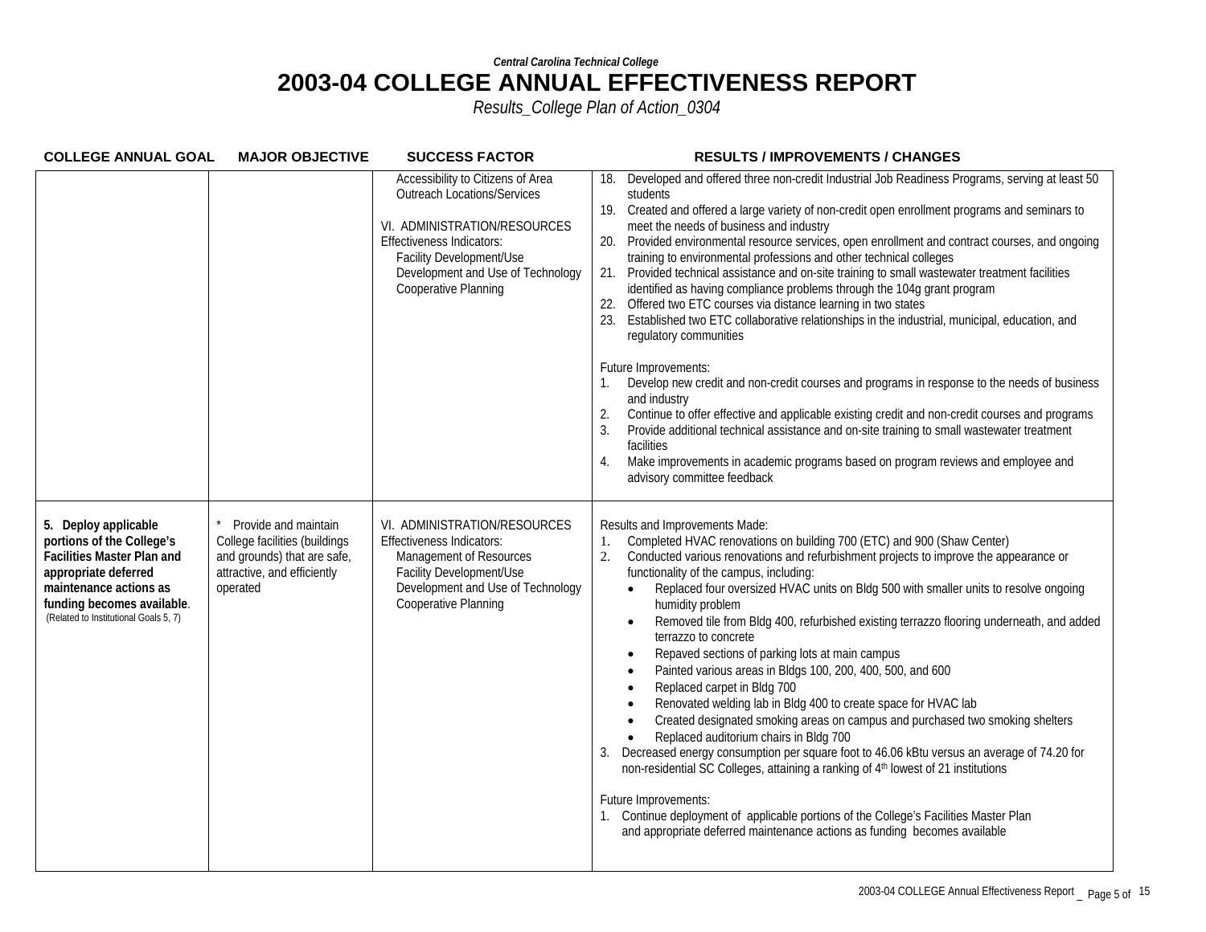*Central Carolina Technical College*

# 2003-04 COLLEGE ANNUAL EFFECTIVENESS REPORT

*Results_College Plan of Action_0304*

| COLLEGE ANNUAL GOAL | MAJOR OBJECTIVE | SUCCESS FACTOR | RESULTS / IMPROVEMENTS / CHANGES |
|---|---|---|---|
| | | Accessibility to Citizens of Area<br>Outreach Locations/Services<br><br>VI. ADMINISTRATION/RESOURCES<br>Effectiveness Indicators:<br>Facility Development/Use<br>Development and Use of Technology<br>Cooperative Planning | 18. Developed and offered three non-credit Industrial Job Readiness Programs, serving at least 50 students<br>19. Created and offered a large variety of non-credit open enrollment programs and seminars to meet the needs of business and industry<br>20. Provided environmental resource services, open enrollment and contract courses, and ongoing training to environmental professions and other technical colleges<br>21. Provided technical assistance and on-site training to small wastewater treatment facilities identified as having compliance problems through the 104g grant program<br>22. Offered two ETC courses via distance learning in two states<br>23. Established two ETC collaborative relationships in the industrial, municipal, education, and regulatory communities<br><br>Future Improvements:<br>1. Develop new credit and non-credit courses and programs in response to the needs of business and industry<br>2. Continue to offer effective and applicable existing credit and non-credit courses and programs<br>3. Provide additional technical assistance and on-site training to small wastewater treatment facilities<br>4. Make improvements in academic programs based on program reviews and employee and advisory committee feedback |
| **5. Deploy applicable portions of the College's Facilities Master Plan and appropriate deferred maintenance actions as funding becomes available**.<br>(Related to Institutional Goals 5, 7) | * Provide and maintain College facilities (buildings and grounds) that are safe, attractive, and efficiently operated | VI. ADMINISTRATION/RESOURCES<br>Effectiveness Indicators:<br>Management of Resources<br>Facility Development/Use<br>Development and Use of Technology<br>Cooperative Planning | Results and Improvements Made:<br>1. Completed HVAC renovations on building 700 (ETC) and 900 (Shaw Center)<br>2. Conducted various renovations and refurbishment projects to improve the appearance or functionality of the campus, including:<br>• Replaced four oversized HVAC units on Bldg 500 with smaller units to resolve ongoing humidity problem<br>• Removed tile from Bldg 400, refurbished existing terrazzo flooring underneath, and added terrazzo to concrete<br>• Repaved sections of parking lots at main campus<br>• Painted various areas in Bldgs 100, 200, 400, 500, and 600<br>• Replaced carpet in Bldg 700<br>• Renovated welding lab in Bldg 400 to create space for HVAC lab<br>• Created designated smoking areas on campus and purchased two smoking shelters<br>• Replaced auditorium chairs in Bldg 700<br>3. Decreased energy consumption per square foot to 46.06 kBtu versus an average of 74.20 for non-residential SC Colleges, attaining a ranking of 4th lowest of 21 institutions<br><br>Future Improvements:<br>1. Continue deployment of applicable portions of the College's Facilities Master Plan and appropriate deferred maintenance actions as funding becomes available |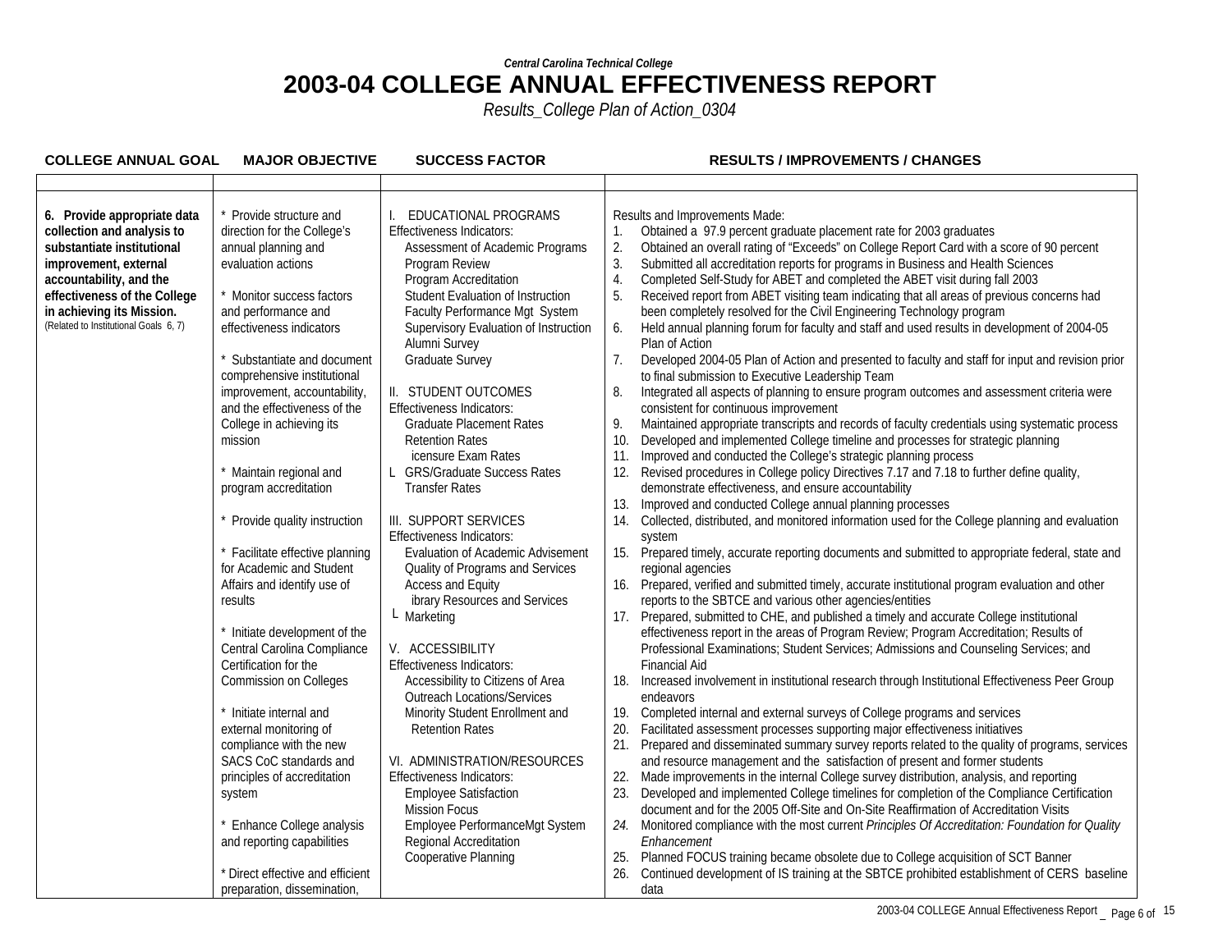*Central Carolina Technical College*

# 2003-04 COLLEGE ANNUAL EFFECTIVENESS REPORT

*Results_College Plan of Action_0304*

| COLLEGE ANNUAL GOAL | MAJOR OBJECTIVE | SUCCESS FACTOR | RESULTS / IMPROVEMENTS / CHANGES |
|---|---|---|---|
| **6. Provide appropriate data collection and analysis to substantiate institutional improvement, external accountability, and the effectiveness of the College in achieving its Mission.** (Related to Institutional Goals 6, 7) | * Provide structure and direction for the College's annual planning and evaluation actions<br><br>* Monitor success factors and performance and effectiveness indicators<br><br>* Substantiate and document comprehensive institutional improvement, accountability, and the effectiveness of the College in achieving its mission<br><br>* Maintain regional and program accreditation<br><br>* Provide quality instruction<br><br>* Facilitate effective planning for Academic and Student Affairs and identify use of results<br><br>* Initiate development of the Central Carolina Compliance Certification for the Commission on Colleges<br><br>* Initiate internal and external monitoring of compliance with the new SACS CoC standards and principles of accreditation system<br><br>* Enhance College analysis and reporting capabilities<br><br>* Direct effective and efficient preparation, dissemination, | I. EDUCATIONAL PROGRAMS<br>Effectiveness Indicators:<br>Assessment of Academic Programs<br>Program Review<br>Program Accreditation<br>Student Evaluation of Instruction<br>Faculty Performance Mgt System<br>Supervisory Evaluation of Instruction<br>Alumni Survey<br>Graduate Survey<br><br>II. STUDENT OUTCOMES<br>Effectiveness Indicators:<br>Graduate Placement Rates<br>Retention Rates<br>icensure Exam Rates<br>L GRS/Graduate Success Rates<br>Transfer Rates<br><br>III. SUPPORT SERVICES<br>Effectiveness Indicators:<br>Evaluation of Academic Advisement<br>Quality of Programs and Services<br>Access and Equity<br>ibrary Resources and Services<br>L Marketing<br><br>V. ACCESSIBILITY<br>Effectiveness Indicators:<br>Accessibility to Citizens of Area<br>Outreach Locations/Services<br>Minority Student Enrollment and Retention Rates<br><br>VI. ADMINISTRATION/RESOURCES<br>Effectiveness Indicators:<br>Employee Satisfaction<br>Mission Focus<br>Employee PerformanceMgt System<br>Regional Accreditation<br>Cooperative Planning | Results and Improvements Made:<br>1. Obtained a 97.9 percent graduate placement rate for 2003 graduates<br>2. Obtained an overall rating of "Exceeds" on College Report Card with a score of 90 percent<br>3. Submitted all accreditation reports for programs in Business and Health Sciences<br>4. Completed Self-Study for ABET and completed the ABET visit during fall 2003<br>5. Received report from ABET visiting team indicating that all areas of previous concerns had been completely resolved for the Civil Engineering Technology program<br>6. Held annual planning forum for faculty and staff and used results in development of 2004-05 Plan of Action<br>7. Developed 2004-05 Plan of Action and presented to faculty and staff for input and revision prior to final submission to Executive Leadership Team<br>8. Integrated all aspects of planning to ensure program outcomes and assessment criteria were consistent for continuous improvement<br>9. Maintained appropriate transcripts and records of faculty credentials using systematic process<br>10. Developed and implemented College timeline and processes for strategic planning<br>11. Improved and conducted the College's strategic planning process<br>12. Revised procedures in College policy Directives 7.17 and 7.18 to further define quality, demonstrate effectiveness, and ensure accountability<br>13. Improved and conducted College annual planning processes<br>14. Collected, distributed, and monitored information used for the College planning and evaluation system<br>15. Prepared timely, accurate reporting documents and submitted to appropriate federal, state and regional agencies<br>16. Prepared, verified and submitted timely, accurate institutional program evaluation and other reports to the SBTCE and various other agencies/entities<br>17. Prepared, submitted to CHE, and published a timely and accurate College institutional effectiveness report in the areas of Program Review; Program Accreditation; Results of Professional Examinations; Student Services; Admissions and Counseling Services; and Financial Aid<br>18. Increased involvement in institutional research through Institutional Effectiveness Peer Group endeavors<br>19. Completed internal and external surveys of College programs and services<br>20. Facilitated assessment processes supporting major effectiveness initiatives<br>21. Prepared and disseminated summary survey reports related to the quality of programs, services and resource management and the satisfaction of present and former students<br>22. Made improvements in the internal College survey distribution, analysis, and reporting<br>23. Developed and implemented College timelines for completion of the Compliance Certification document and for the 2005 Off-Site and On-Site Reaffirmation of Accreditation Visits<br>*24.* Monitored compliance with the most current *Principles Of Accreditation: Foundation for Quality Enhancement*<br>25. Planned FOCUS training became obsolete due to College acquisition of SCT Banner<br>26. Continued development of IS training at the SBTCE prohibited establishment of CERS baseline data |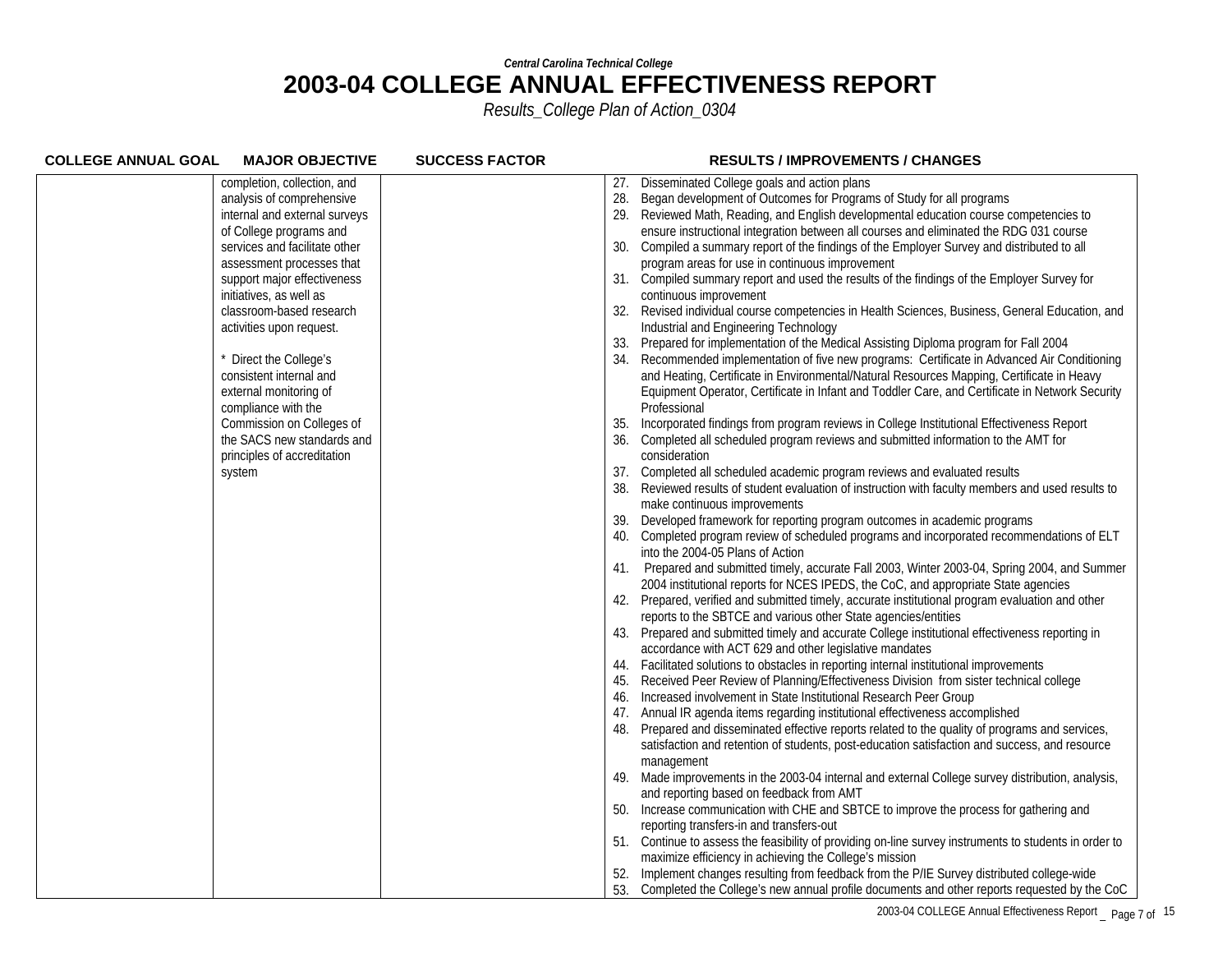*Central Carolina Technical College*

# 2003-04 COLLEGE ANNUAL EFFECTIVENESS REPORT

*Results_College Plan of Action_0304*

| COLLEGE ANNUAL GOAL | MAJOR OBJECTIVE | SUCCESS FACTOR | RESULTS / IMPROVEMENTS / CHANGES |
|---|---|---|---|
| | completion, collection, and analysis of comprehensive internal and external surveys of College programs and services and facilitate other assessment processes that support major effectiveness initiatives, as well as classroom-based research activities upon request.<br><br>* Direct the College's consistent internal and external monitoring of compliance with the Commission on Colleges of the SACS new standards and principles of accreditation system | | 27. Disseminated College goals and action plans<br>28. Began development of Outcomes for Programs of Study for all programs<br>29. Reviewed Math, Reading, and English developmental education course competencies to ensure instructional integration between all courses and eliminated the RDG 031 course<br>30. Compiled a summary report of the findings of the Employer Survey and distributed to all program areas for use in continuous improvement<br>31. Compiled summary report and used the results of the findings of the Employer Survey for continuous improvement<br>32. Revised individual course competencies in Health Sciences, Business, General Education, and Industrial and Engineering Technology<br>33. Prepared for implementation of the Medical Assisting Diploma program for Fall 2004<br>34. Recommended implementation of five new programs: Certificate in Advanced Air Conditioning and Heating, Certificate in Environmental/Natural Resources Mapping, Certificate in Heavy Equipment Operator, Certificate in Infant and Toddler Care, and Certificate in Network Security Professional<br>35. Incorporated findings from program reviews in College Institutional Effectiveness Report<br>36. Completed all scheduled program reviews and submitted information to the AMT for consideration<br>37. Completed all scheduled academic program reviews and evaluated results<br>38. Reviewed results of student evaluation of instruction with faculty members and used results to make continuous improvements<br>39. Developed framework for reporting program outcomes in academic programs<br>40. Completed program review of scheduled programs and incorporated recommendations of ELT into the 2004-05 Plans of Action<br>41. Prepared and submitted timely, accurate Fall 2003, Winter 2003-04, Spring 2004, and Summer 2004 institutional reports for NCES IPEDS, the CoC, and appropriate State agencies<br>42. Prepared, verified and submitted timely, accurate institutional program evaluation and other reports to the SBTCE and various other State agencies/entities<br>43. Prepared and submitted timely and accurate College institutional effectiveness reporting in accordance with ACT 629 and other legislative mandates<br>44. Facilitated solutions to obstacles in reporting internal institutional improvements<br>45. Received Peer Review of Planning/Effectiveness Division from sister technical college<br>46. Increased involvement in State Institutional Research Peer Group<br>47. Annual IR agenda items regarding institutional effectiveness accomplished<br>48. Prepared and disseminated effective reports related to the quality of programs and services, satisfaction and retention of students, post-education satisfaction and success, and resource management<br>49. Made improvements in the 2003-04 internal and external College survey distribution, analysis, and reporting based on feedback from AMT<br>50. Increase communication with CHE and SBTCE to improve the process for gathering and reporting transfers-in and transfers-out<br>51. Continue to assess the feasibility of providing on-line survey instruments to students in order to maximize efficiency in achieving the College's mission<br>52. Implement changes resulting from feedback from the P/IE Survey distributed college-wide<br>53. Completed the College's new annual profile documents and other reports requested by the CoC |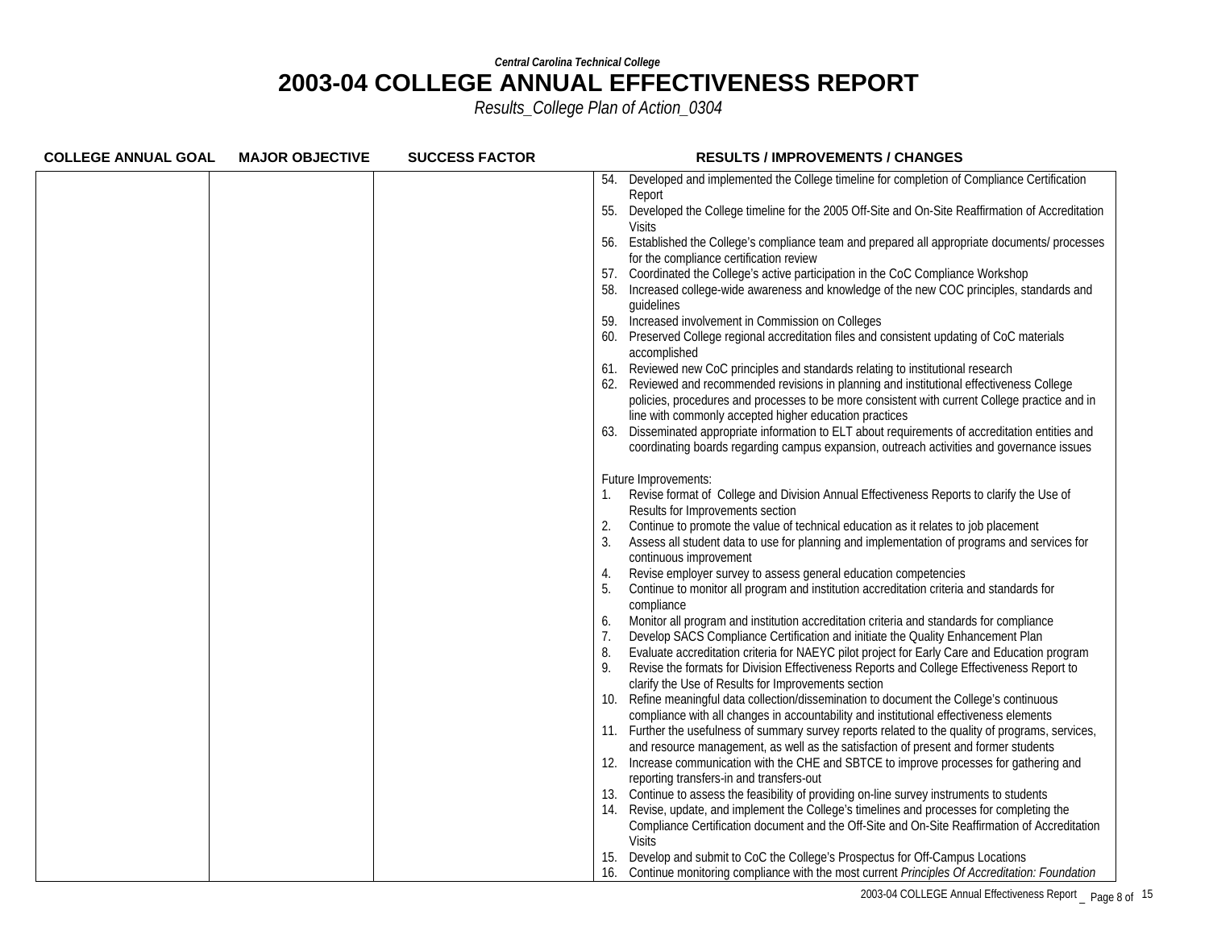*Central Carolina Technical College*

# 2003-04 COLLEGE ANNUAL EFFECTIVENESS REPORT

*Results_College Plan of Action_0304*

| COLLEGE ANNUAL GOAL | MAJOR OBJECTIVE | SUCCESS FACTOR | RESULTS / IMPROVEMENTS / CHANGES |
|---|---|---|---|
| | | | 54. Developed and implemented the College timeline for completion of Compliance Certification Report<br>55. Developed the College timeline for the 2005 Off-Site and On-Site Reaffirmation of Accreditation Visits<br>56. Established the College's compliance team and prepared all appropriate documents/ processes for the compliance certification review<br>57. Coordinated the College's active participation in the CoC Compliance Workshop<br>58. Increased college-wide awareness and knowledge of the new COC principles, standards and guidelines<br>59. Increased involvement in Commission on Colleges<br>60. Preserved College regional accreditation files and consistent updating of CoC materials accomplished<br>61. Reviewed new CoC principles and standards relating to institutional research<br>62. Reviewed and recommended revisions in planning and institutional effectiveness College policies, procedures and processes to be more consistent with current College practice and in line with commonly accepted higher education practices<br>63. Disseminated appropriate information to ELT about requirements of accreditation entities and coordinating boards regarding campus expansion, outreach activities and governance issues<br><br>Future Improvements:<br>1. Revise format of College and Division Annual Effectiveness Reports to clarify the Use of Results for Improvements section<br>2. Continue to promote the value of technical education as it relates to job placement<br>3. Assess all student data to use for planning and implementation of programs and services for continuous improvement<br>4. Revise employer survey to assess general education competencies<br>5. Continue to monitor all program and institution accreditation criteria and standards for compliance<br>6. Monitor all program and institution accreditation criteria and standards for compliance<br>7. Develop SACS Compliance Certification and initiate the Quality Enhancement Plan<br>8. Evaluate accreditation criteria for NAEYC pilot project for Early Care and Education program<br>9. Revise the formats for Division Effectiveness Reports and College Effectiveness Report to clarify the Use of Results for Improvements section<br>10. Refine meaningful data collection/dissemination to document the College's continuous compliance with all changes in accountability and institutional effectiveness elements<br>11. Further the usefulness of summary survey reports related to the quality of programs, services, and resource management, as well as the satisfaction of present and former students<br>12. Increase communication with the CHE and SBTCE to improve processes for gathering and reporting transfers-in and transfers-out<br>13. Continue to assess the feasibility of providing on-line survey instruments to students<br>14. Revise, update, and implement the College's timelines and processes for completing the Compliance Certification document and the Off-Site and On-Site Reaffirmation of Accreditation Visits<br>15. Develop and submit to CoC the College's Prospectus for Off-Campus Locations<br>16. Continue monitoring compliance with the most current *Principles Of Accreditation: Foundation* |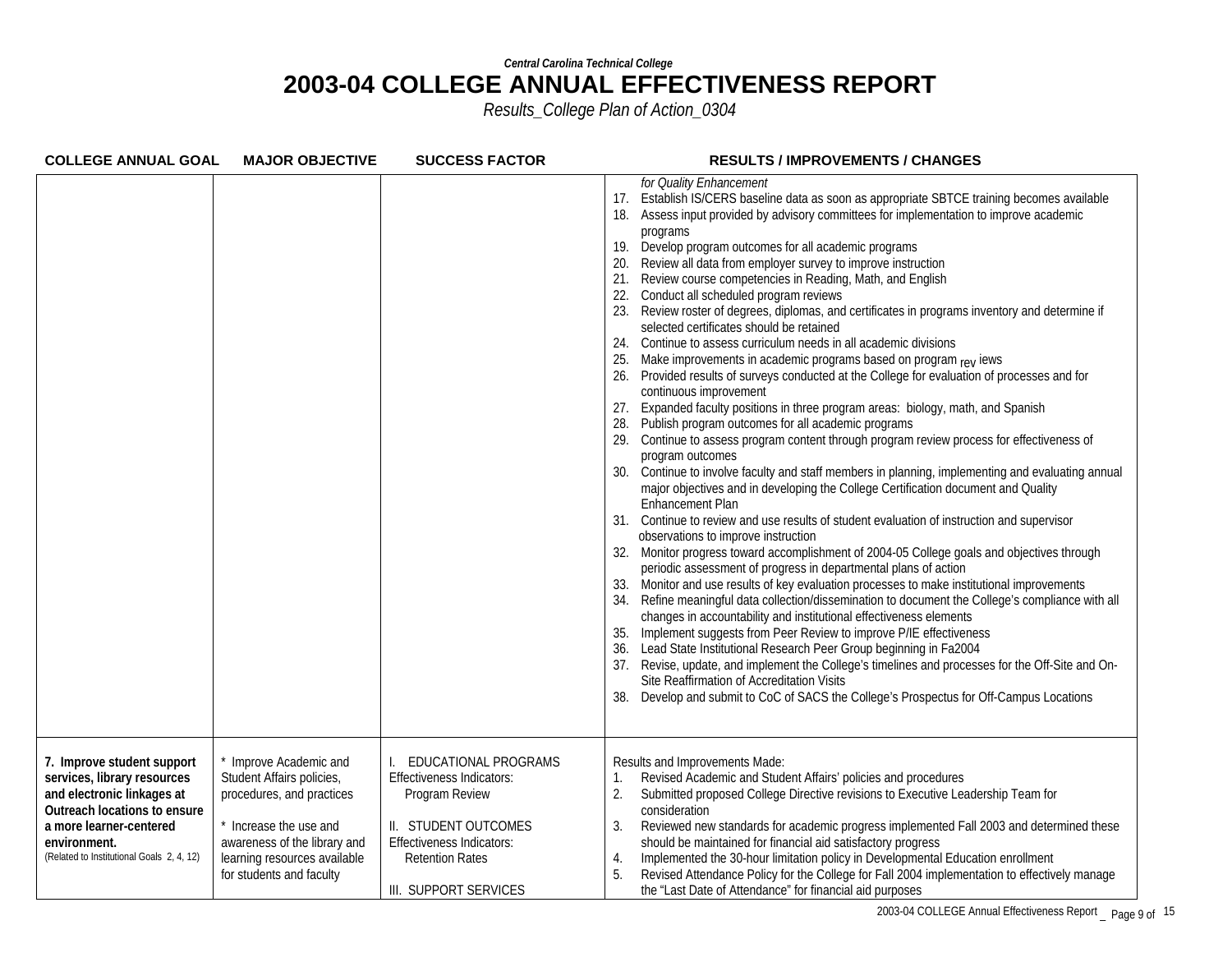*Central Carolina Technical College*

# 2003-04 COLLEGE ANNUAL EFFECTIVENESS REPORT

*Results_College Plan of Action_0304*

| COLLEGE ANNUAL GOAL | MAJOR OBJECTIVE | SUCCESS FACTOR | RESULTS / IMPROVEMENTS / CHANGES |
|---|---|---|---|
| | | | *for Quality Enhancement*<br>17. Establish IS/CERS baseline data as soon as appropriate SBTCE training becomes available<br>18. Assess input provided by advisory committees for implementation to improve academic programs<br>19. Develop program outcomes for all academic programs<br>20. Review all data from employer survey to improve instruction<br>21. Review course competencies in Reading, Math, and English<br>22. Conduct all scheduled program reviews<br>23. Review roster of degrees, diplomas, and certificates in programs inventory and determine if selected certificates should be retained<br>24. Continue to assess curriculum needs in all academic divisions<br>25. Make improvements in academic programs based on program reviews<br>26. Provided results of surveys conducted at the College for evaluation of processes and for continuous improvement<br>27. Expanded faculty positions in three program areas: biology, math, and Spanish<br>28. Publish program outcomes for all academic programs<br>29. Continue to assess program content through program review process for effectiveness of program outcomes<br>30. Continue to involve faculty and staff members in planning, implementing and evaluating annual major objectives and in developing the College Certification document and Quality Enhancement Plan<br>31. Continue to review and use results of student evaluation of instruction and supervisor observations to improve instruction<br>32. Monitor progress toward accomplishment of 2004-05 College goals and objectives through periodic assessment of progress in departmental plans of action<br>33. Monitor and use results of key evaluation processes to make institutional improvements<br>34. Refine meaningful data collection/dissemination to document the College's compliance with all changes in accountability and institutional effectiveness elements<br>35. Implement suggests from Peer Review to improve P/IE effectiveness<br>36. Lead State Institutional Research Peer Group beginning in Fa2004<br>37. Revise, update, and implement the College's timelines and processes for the Off-Site and On-Site Reaffirmation of Accreditation Visits<br>38. Develop and submit to CoC of SACS the College's Prospectus for Off-Campus Locations |
| **7. Improve student support services, library resources and electronic linkages at Outreach locations to ensure a more learner-centered environment.**<br>(Related to Institutional Goals 2, 4, 12) | * Improve Academic and Student Affairs policies, procedures, and practices<br><br>* Increase the use and awareness of the library and learning resources available for students and faculty | I. EDUCATIONAL PROGRAMS<br>Effectiveness Indicators:<br>Program Review<br><br>II. STUDENT OUTCOMES<br>Effectiveness Indicators:<br>Retention Rates<br><br>III. SUPPORT SERVICES | Results and Improvements Made:<br>1. Revised Academic and Student Affairs' policies and procedures<br>2. Submitted proposed College Directive revisions to Executive Leadership Team for consideration<br>3. Reviewed new standards for academic progress implemented Fall 2003 and determined these should be maintained for financial aid satisfactory progress<br>4. Implemented the 30-hour limitation policy in Developmental Education enrollment<br>5. Revised Attendance Policy for the College for Fall 2004 implementation to effectively manage the "Last Date of Attendance" for financial aid purposes |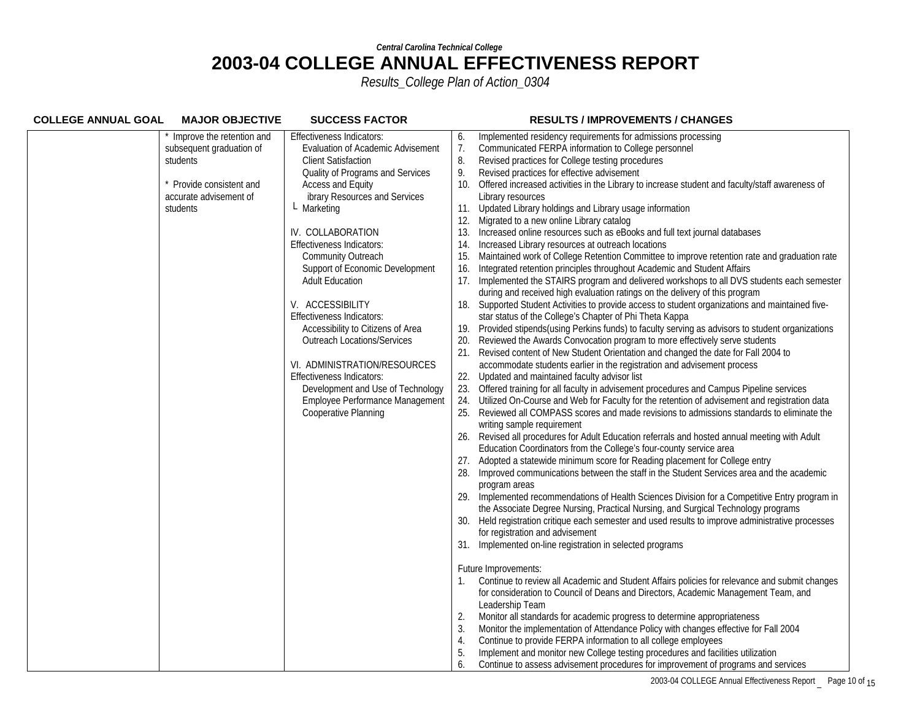*Central Carolina Technical College*

# 2003-04 COLLEGE ANNUAL EFFECTIVENESS REPORT

*Results_College Plan of Action_0304*

| COLLEGE ANNUAL GOAL | MAJOR OBJECTIVE | SUCCESS FACTOR | RESULTS / IMPROVEMENTS / CHANGES |
|---|---|---|---|
| | * Improve the retention and subsequent graduation of students<br><br>* Provide consistent and accurate advisement of students | Effectiveness Indicators:<br>Evaluation of Academic Advisement<br>Client Satisfaction<br>Quality of Programs and Services<br>Access and Equity<br>ibrary Resources and Services<br>L Marketing<br><br>IV. COLLABORATION<br>Effectiveness Indicators:<br>Community Outreach<br>Support of Economic Development<br>Adult Education<br><br>V. ACCESSIBILITY<br>Effectiveness Indicators:<br>Accessibility to Citizens of Area Outreach Locations/Services<br><br>VI. ADMINISTRATION/RESOURCES<br>Effectiveness Indicators:<br>Development and Use of Technology<br>Employee Performance Management<br>Cooperative Planning | 6. Implemented residency requirements for admissions processing<br>7. Communicated FERPA information to College personnel<br>8. Revised practices for College testing procedures<br>9. Revised practices for effective advisement<br>10. Offered increased activities in the Library to increase student and faculty/staff awareness of Library resources<br>11. Updated Library holdings and Library usage information<br>12. Migrated to a new online Library catalog<br>13. Increased online resources such as eBooks and full text journal databases<br>14. Increased Library resources at outreach locations<br>15. Maintained work of College Retention Committee to improve retention rate and graduation rate<br>16. Integrated retention principles throughout Academic and Student Affairs<br>17. Implemented the STAIRS program and delivered workshops to all DVS students each semester during and received high evaluation ratings on the delivery of this program<br>18. Supported Student Activities to provide access to student organizations and maintained five-star status of the College's Chapter of Phi Theta Kappa<br>19. Provided stipends(using Perkins funds) to faculty serving as advisors to student organizations<br>20. Reviewed the Awards Convocation program to more effectively serve students<br>21. Revised content of New Student Orientation and changed the date for Fall 2004 to accommodate students earlier in the registration and advisement process<br>22. Updated and maintained faculty advisor list<br>23. Offered training for all faculty in advisement procedures and Campus Pipeline services<br>24. Utilized On-Course and Web for Faculty for the retention of advisement and registration data<br>25. Reviewed all COMPASS scores and made revisions to admissions standards to eliminate the writing sample requirement<br>26. Revised all procedures for Adult Education referrals and hosted annual meeting with Adult Education Coordinators from the College's four-county service area<br>27. Adopted a statewide minimum score for Reading placement for College entry<br>28. Improved communications between the staff in the Student Services area and the academic program areas<br>29. Implemented recommendations of Health Sciences Division for a Competitive Entry program in the Associate Degree Nursing, Practical Nursing, and Surgical Technology programs<br>30. Held registration critique each semester and used results to improve administrative processes for registration and advisement<br>31. Implemented on-line registration in selected programs<br><br>Future Improvements:<br>1. Continue to review all Academic and Student Affairs policies for relevance and submit changes for consideration to Council of Deans and Directors, Academic Management Team, and Leadership Team<br>2. Monitor all standards for academic progress to determine appropriateness<br>3. Monitor the implementation of Attendance Policy with changes effective for Fall 2004<br>4. Continue to provide FERPA information to all college employees<br>5. Implement and monitor new College testing procedures and facilities utilization<br>6. Continue to assess advisement procedures for improvement of programs and services |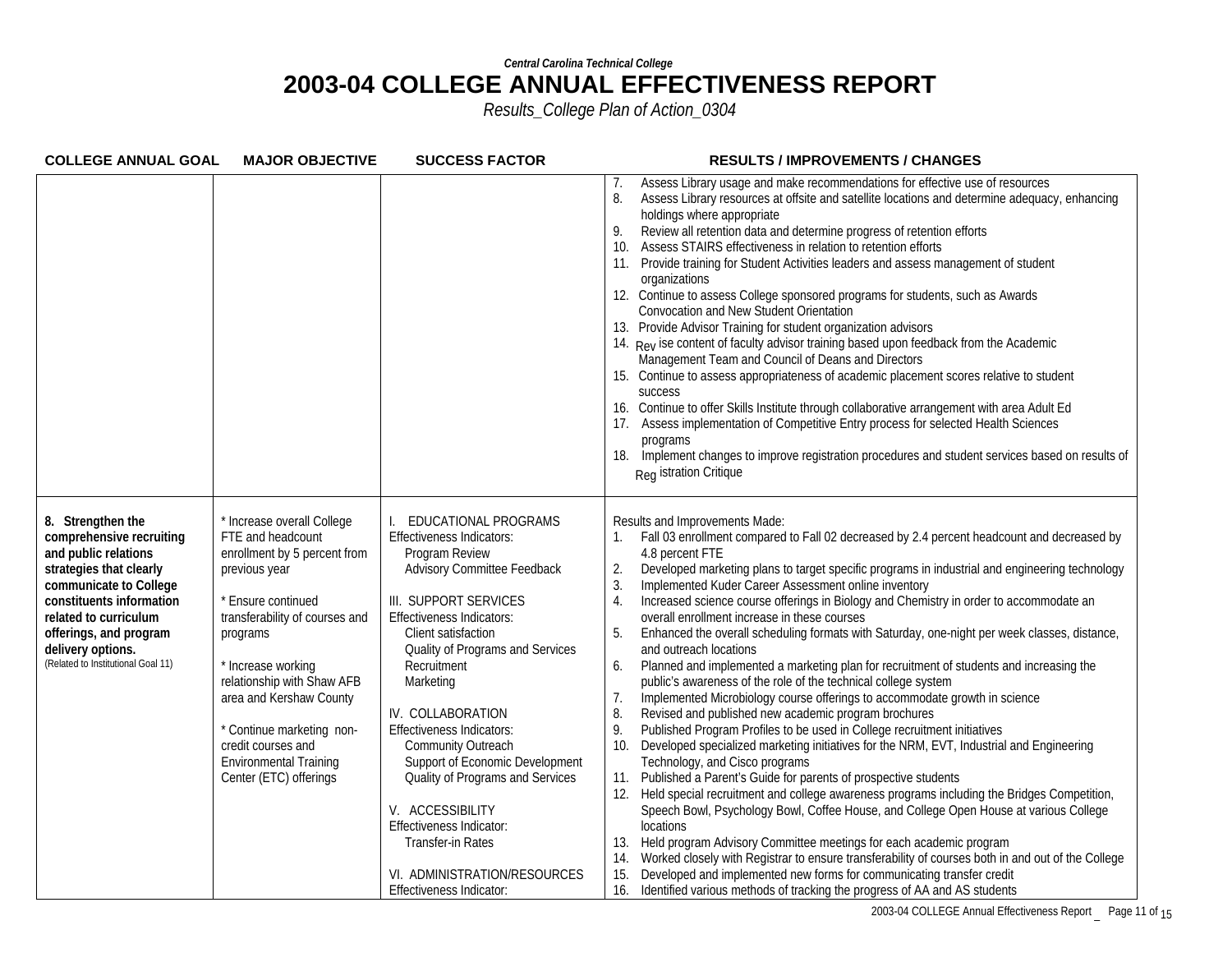*Central Carolina Technical College*

# 2003-04 COLLEGE ANNUAL EFFECTIVENESS REPORT

*Results_College Plan of Action_0304*

| COLLEGE ANNUAL GOAL | MAJOR OBJECTIVE | SUCCESS FACTOR | RESULTS / IMPROVEMENTS / CHANGES |
|---|---|---|---|
| | | | 7. Assess Library usage and make recommendations for effective use of resources<br>8. Assess Library resources at offsite and satellite locations and determine adequacy, enhancing holdings where appropriate<br>9. Review all retention data and determine progress of retention efforts<br>10. Assess STAIRS effectiveness in relation to retention efforts<br>11. Provide training for Student Activities leaders and assess management of student organizations<br>12. Continue to assess College sponsored programs for students, such as Awards Convocation and New Student Orientation<br>13. Provide Advisor Training for student organization advisors<br>14. Revise content of faculty advisor training based upon feedback from the Academic Management Team and Council of Deans and Directors<br>15. Continue to assess appropriateness of academic placement scores relative to student success<br>16. Continue to offer Skills Institute through collaborative arrangement with area Adult Ed<br>17. Assess implementation of Competitive Entry process for selected Health Sciences programs<br>18. Implement changes to improve registration procedures and student services based on results of Registration Critique |
| **8. Strengthen the comprehensive recruiting and public relations strategies that clearly communicate to College constituents information related to curriculum offerings, and program delivery options.**<br>(Related to Institutional Goal 11) | * Increase overall College FTE and headcount enrollment by 5 percent from previous year<br><br>* Ensure continued transferability of courses and programs<br><br>* Increase working relationship with Shaw AFB area and Kershaw County<br><br>* Continue marketing non-credit courses and Environmental Training Center (ETC) offerings | I. EDUCATIONAL PROGRAMS<br>Effectiveness Indicators:<br>Program Review<br>Advisory Committee Feedback<br><br>III. SUPPORT SERVICES<br>Effectiveness Indicators:<br>Client satisfaction<br>Quality of Programs and Services<br>Recruitment<br>Marketing<br><br>IV. COLLABORATION<br>Effectiveness Indicators:<br>Community Outreach<br>Support of Economic Development<br>Quality of Programs and Services<br><br>V. ACCESSIBILITY<br>Effectiveness Indicator:<br>Transfer-in Rates<br><br>VI. ADMINISTRATION/RESOURCES<br>Effectiveness Indicator: | Results and Improvements Made:<br>1. Fall 03 enrollment compared to Fall 02 decreased by 2.4 percent headcount and decreased by 4.8 percent FTE<br>2. Developed marketing plans to target specific programs in industrial and engineering technology<br>3. Implemented Kuder Career Assessment online inventory<br>4. Increased science course offerings in Biology and Chemistry in order to accommodate an overall enrollment increase in these courses<br>5. Enhanced the overall scheduling formats with Saturday, one-night per week classes, distance, and outreach locations<br>6. Planned and implemented a marketing plan for recruitment of students and increasing the public's awareness of the role of the technical college system<br>7. Implemented Microbiology course offerings to accommodate growth in science<br>8. Revised and published new academic program brochures<br>9. Published Program Profiles to be used in College recruitment initiatives<br>10. Developed specialized marketing initiatives for the NRM, EVT, Industrial and Engineering Technology, and Cisco programs<br>11. Published a Parent's Guide for parents of prospective students<br>12. Held special recruitment and college awareness programs including the Bridges Competition, Speech Bowl, Psychology Bowl, Coffee House, and College Open House at various College locations<br>13. Held program Advisory Committee meetings for each academic program<br>14. Worked closely with Registrar to ensure transferability of courses both in and out of the College<br>15. Developed and implemented new forms for communicating transfer credit<br>16. Identified various methods of tracking the progress of AA and AS students |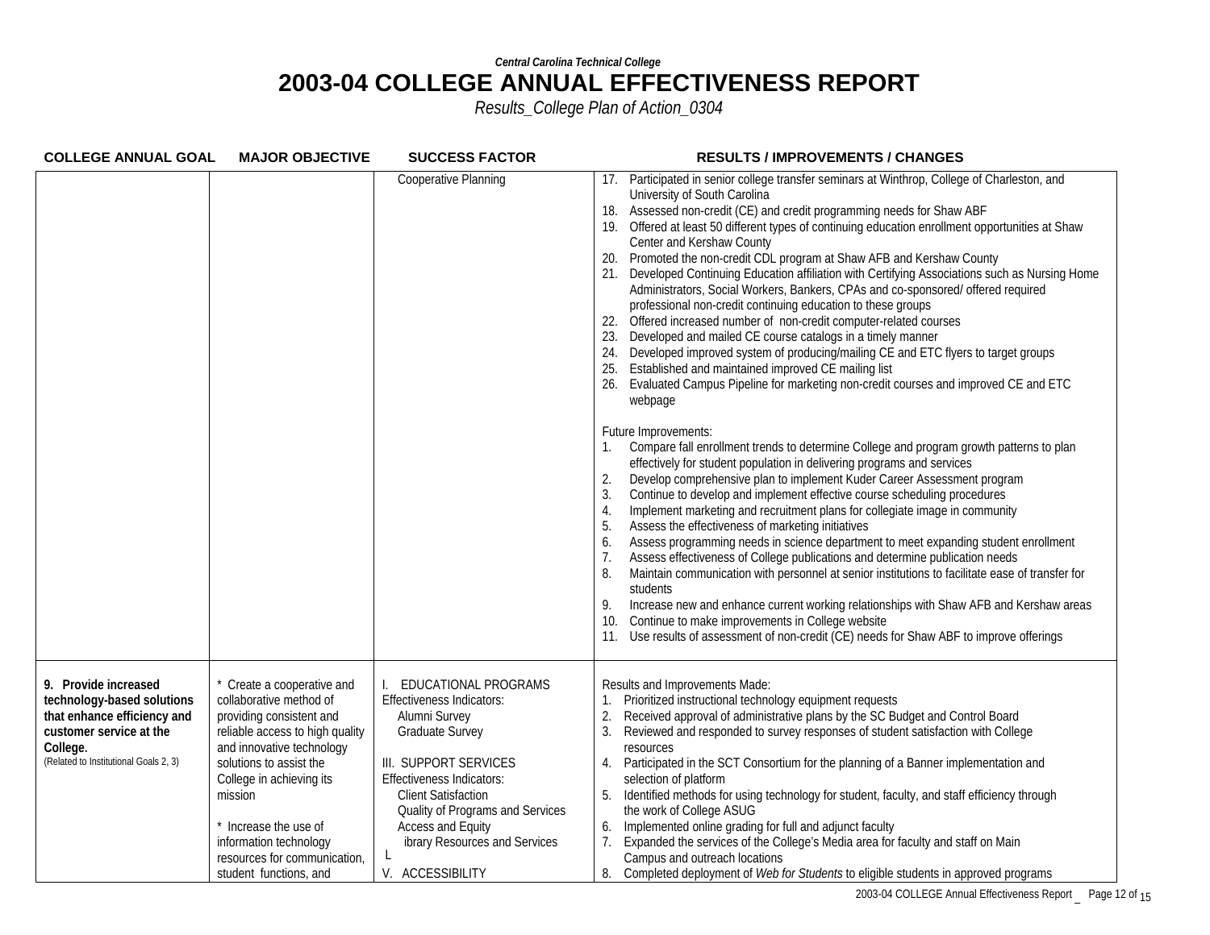*Central Carolina Technical College*

# 2003-04 COLLEGE ANNUAL EFFECTIVENESS REPORT

*Results_College Plan of Action_0304*

| COLLEGE ANNUAL GOAL | MAJOR OBJECTIVE | SUCCESS FACTOR | RESULTS / IMPROVEMENTS / CHANGES |
|---|---|---|---|
| | | Cooperative Planning | 17. Participated in senior college transfer seminars at Winthrop, College of Charleston, and University of South Carolina<br>18. Assessed non-credit (CE) and credit programming needs for Shaw ABF<br>19. Offered at least 50 different types of continuing education enrollment opportunities at Shaw Center and Kershaw County<br>20. Promoted the non-credit CDL program at Shaw AFB and Kershaw County<br>21. Developed Continuing Education affiliation with Certifying Associations such as Nursing Home Administrators, Social Workers, Bankers, CPAs and co-sponsored/ offered required professional non-credit continuing education to these groups<br>22. Offered increased number of non-credit computer-related courses<br>23. Developed and mailed CE course catalogs in a timely manner<br>24. Developed improved system of producing/mailing CE and ETC flyers to target groups<br>25. Established and maintained improved CE mailing list<br>26. Evaluated Campus Pipeline for marketing non-credit courses and improved CE and ETC webpage<br><br>Future Improvements:<br>1. Compare fall enrollment trends to determine College and program growth patterns to plan effectively for student population in delivering programs and services<br>2. Develop comprehensive plan to implement Kuder Career Assessment program<br>3. Continue to develop and implement effective course scheduling procedures<br>4. Implement marketing and recruitment plans for collegiate image in community<br>5. Assess the effectiveness of marketing initiatives<br>6. Assess programming needs in science department to meet expanding student enrollment<br>7. Assess effectiveness of College publications and determine publication needs<br>8. Maintain communication with personnel at senior institutions to facilitate ease of transfer for students<br>9. Increase new and enhance current working relationships with Shaw AFB and Kershaw areas<br>10. Continue to make improvements in College website<br>11. Use results of assessment of non-credit (CE) needs for Shaw ABF to improve offerings |
| **9. Provide increased technology-based solutions that enhance efficiency and customer service at the College.**<br>(Related to Institutional Goals 2, 3) | * Create a cooperative and collaborative method of providing consistent and reliable access to high quality and innovative technology solutions to assist the College in achieving its mission<br><br>* Increase the use of information technology resources for communication, student functions, and | I. EDUCATIONAL PROGRAMS<br>Effectiveness Indicators:<br>Alumni Survey<br>Graduate Survey<br><br>III. SUPPORT SERVICES<br>Effectiveness Indicators:<br>Client Satisfaction<br>Quality of Programs and Services<br>Access and Equity<br>Library Resources and Services<br><br>V. ACCESSIBILITY | Results and Improvements Made:<br>1. Prioritized instructional technology equipment requests<br>2. Received approval of administrative plans by the SC Budget and Control Board<br>3. Reviewed and responded to survey responses of student satisfaction with College resources<br>4. Participated in the SCT Consortium for the planning of a Banner implementation and selection of platform<br>5. Identified methods for using technology for student, faculty, and staff efficiency through the work of College ASUG<br>6. Implemented online grading for full and adjunct faculty<br>7. Expanded the services of the College's Media area for faculty and staff on Main Campus and outreach locations<br>8. Completed deployment of *Web for Students* to eligible students in approved programs |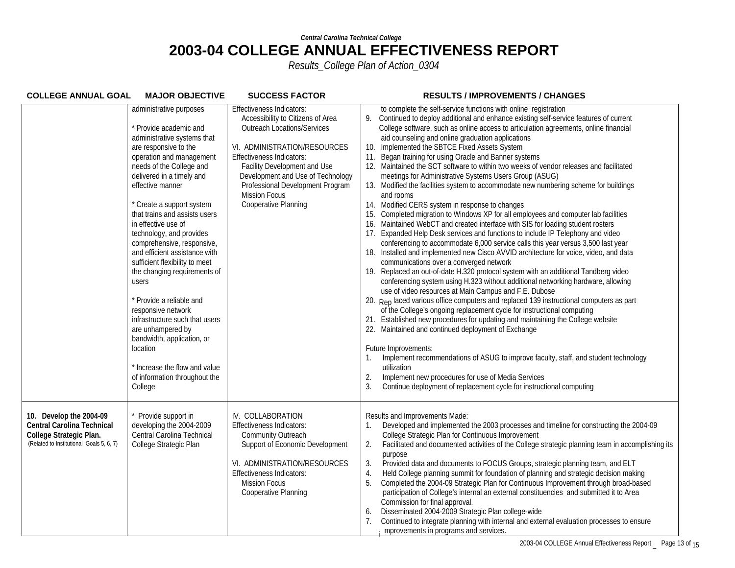*Central Carolina Technical College*

# 2003-04 COLLEGE ANNUAL EFFECTIVENESS REPORT

*Results_College Plan of Action_0304*

| COLLEGE ANNUAL GOAL | MAJOR OBJECTIVE | SUCCESS FACTOR | RESULTS / IMPROVEMENTS / CHANGES |
|---|---|---|---|
| | administrative purposes<br><br>* Provide academic and administrative systems that are responsive to the operation and management needs of the College and delivered in a timely and effective manner<br><br>* Create a support system that trains and assists users in effective use of technology, and provides comprehensive, responsive, and efficient assistance with sufficient flexibility to meet the changing requirements of users<br><br>* Provide a reliable and responsive network infrastructure such that users are unhampered by bandwidth, application, or location<br><br>* Increase the flow and value of information throughout the College | Effectiveness Indicators:<br>Accessibility to Citizens of Area<br>Outreach Locations/Services<br><br>VI. ADMINISTRATION/RESOURCES<br>Effectiveness Indicators:<br>Facility Development and Use<br>Development and Use of Technology<br>Professional Development Program<br>Mission Focus<br>Cooperative Planning | to complete the self-service functions with online registration<br>9. Continued to deploy additional and enhance existing self-service features of current College software, such as online access to articulation agreements, online financial aid counseling and online graduation applications<br>10. Implemented the SBTCE Fixed Assets System<br>11. Began training for using Oracle and Banner systems<br>12. Maintained the SCT software to within two weeks of vendor releases and facilitated meetings for Administrative Systems Users Group (ASUG)<br>13. Modified the facilities system to accommodate new numbering scheme for buildings and rooms<br>14. Modified CERS system in response to changes<br>15. Completed migration to Windows XP for all employees and computer lab facilities<br>16. Maintained WebCT and created interface with SIS for loading student rosters<br>17. Expanded Help Desk services and functions to include IP Telephony and video conferencing to accommodate 6,000 service calls this year versus 3,500 last year<br>18. Installed and implemented new Cisco AVVID architecture for voice, video, and data communications over a converged network<br>19. Replaced an out-of-date H.320 protocol system with an additional Tandberg video conferencing system using H.323 without additional networking hardware, allowing use of video resources at Main Campus and F.E. Dubose<br>20. Replaced various office computers and replaced 139 instructional computers as part of the College's ongoing replacement cycle for instructional computing<br>21. Established new procedures for updating and maintaining the College website<br>22. Maintained and continued deployment of Exchange<br><br>Future Improvements:<br>1. Implement recommendations of ASUG to improve faculty, staff, and student technology utilization<br>2. Implement new procedures for use of Media Services<br>3. Continue deployment of replacement cycle for instructional computing |
| **10. Develop the 2004-09 Central Carolina Technical College Strategic Plan.**<br>(Related to Institutional Goals 5, 6, 7) | * Provide support in developing the 2004-2009 Central Carolina Technical College Strategic Plan | IV. COLLABORATION<br>Effectiveness Indicators:<br>Community Outreach<br>Support of Economic Development<br><br>VI. ADMINISTRATION/RESOURCES<br>Effectiveness Indicators:<br>Mission Focus<br>Cooperative Planning | Results and Improvements Made:<br>1. Developed and implemented the 2003 processes and timeline for constructing the 2004-09 College Strategic Plan for Continuous Improvement<br>2. Facilitated and documented activities of the College strategic planning team in accomplishing its purpose<br>3. Provided data and documents to FOCUS Groups, strategic planning team, and ELT<br>4. Held College planning summit for foundation of planning and strategic decision making<br>5. Completed the 2004-09 Strategic Plan for Continuous Improvement through broad-based participation of College's internal an external constituencies and submitted it to Area Commission for final approval.<br>6. Disseminated 2004-2009 Strategic Plan college-wide<br>7. Continued to integrate planning with internal and external evaluation processes to ensure improvements in programs and services. |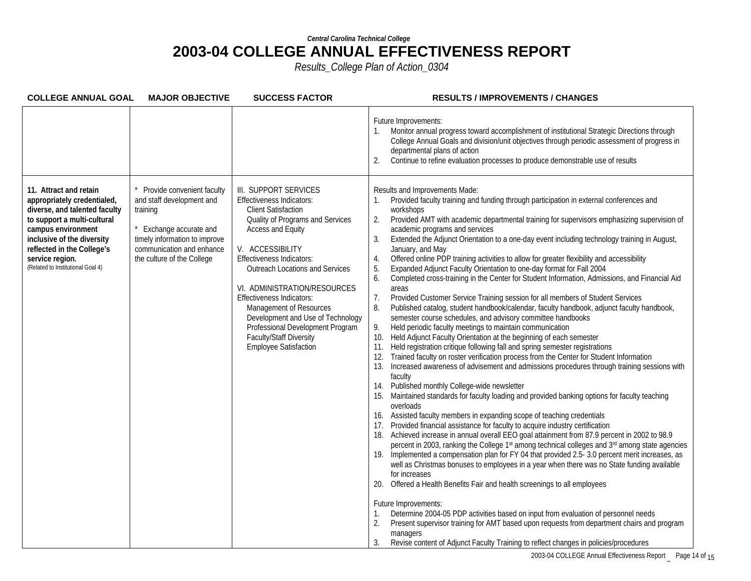*Central Carolina Technical College*

# 2003-04 COLLEGE ANNUAL EFFECTIVENESS REPORT

*Results_College Plan of Action_0304*

| COLLEGE ANNUAL GOAL | MAJOR OBJECTIVE | SUCCESS FACTOR | RESULTS / IMPROVEMENTS / CHANGES |
|---|---|---|---|
| | | | Future Improvements:<br>1. Monitor annual progress toward accomplishment of institutional Strategic Directions through College Annual Goals and division/unit objectives through periodic assessment of progress in departmental plans of action<br>2. Continue to refine evaluation processes to produce demonstrable use of results |
| **11. Attract and retain appropriately credentialed, diverse, and talented faculty to support a multi-cultural campus environment inclusive of the diversity reflected in the College's service region.**<br>(Related to Institutional Goal 4) | * Provide convenient faculty and staff development and training<br><br>* Exchange accurate and timely information to improve communication and enhance the culture of the College | III. SUPPORT SERVICES<br>Effectiveness Indicators:<br>Client Satisfaction<br>Quality of Programs and Services<br>Access and Equity<br><br>V. ACCESSIBILITY<br>Effectiveness Indicators:<br>Outreach Locations and Services<br><br>VI. ADMINISTRATION/RESOURCES<br>Effectiveness Indicators:<br>Management of Resources<br>Development and Use of Technology<br>Professional Development Program<br>Faculty/Staff Diversity<br>Employee Satisfaction | Results and Improvements Made:<br>1. Provided faculty training and funding through participation in external conferences and workshops<br>2. Provided AMT with academic departmental training for supervisors emphasizing supervision of academic programs and services<br>3. Extended the Adjunct Orientation to a one-day event including technology training in August, January, and May<br>4. Offered online PDP training activities to allow for greater flexibility and accessibility<br>5. Expanded Adjunct Faculty Orientation to one-day format for Fall 2004<br>6. Completed cross-training in the Center for Student Information, Admissions, and Financial Aid areas<br>7. Provided Customer Service Training session for all members of Student Services<br>8. Published catalog, student handbook/calendar, faculty handbook, adjunct faculty handbook, semester course schedules, and advisory committee handbooks<br>9. Held periodic faculty meetings to maintain communication<br>10. Held Adjunct Faculty Orientation at the beginning of each semester<br>11. Held registration critique following fall and spring semester registrations<br>12. Trained faculty on roster verification process from the Center for Student Information<br>13. Increased awareness of advisement and admissions procedures through training sessions with faculty<br>14. Published monthly College-wide newsletter<br>15. Maintained standards for faculty loading and provided banking options for faculty teaching overloads<br>16. Assisted faculty members in expanding scope of teaching credentials<br>17. Provided financial assistance for faculty to acquire industry certification<br>18. Achieved increase in annual overall EEO goal attainment from 87.9 percent in 2002 to 98.9 percent in 2003, ranking the College 1st among technical colleges and 3rd among state agencies<br>19. Implemented a compensation plan for FY 04 that provided 2.5- 3.0 percent merit increases, as well as Christmas bonuses to employees in a year when there was no State funding available for increases<br>20. Offered a Health Benefits Fair and health screenings to all employees<br><br>Future Improvements:<br>1. Determine 2004-05 PDP activities based on input from evaluation of personnel needs<br>2. Present supervisor training for AMT based upon requests from department chairs and program managers<br>3. Revise content of Adjunct Faculty Training to reflect changes in policies/procedures |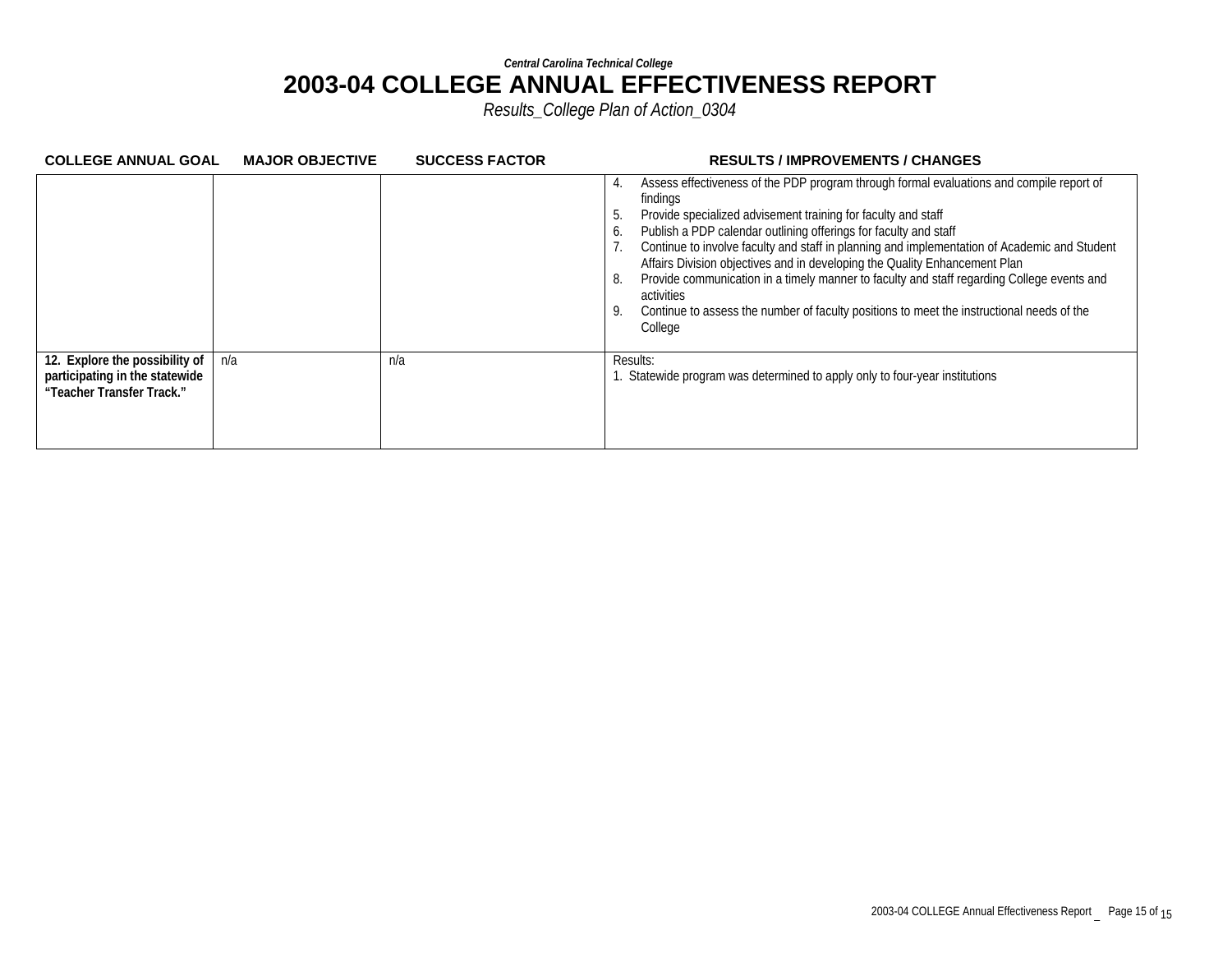*Central Carolina Technical College*

# 2003-04 COLLEGE ANNUAL EFFECTIVENESS REPORT

*Results_College Plan of Action_0304*

| COLLEGE ANNUAL GOAL | MAJOR OBJECTIVE | SUCCESS FACTOR | RESULTS / IMPROVEMENTS / CHANGES |
|---|---|---|---|
| | | | 4. Assess effectiveness of the PDP program through formal evaluations and compile report of findings<br>5. Provide specialized advisement training for faculty and staff<br>6. Publish a PDP calendar outlining offerings for faculty and staff<br>7. Continue to involve faculty and staff in planning and implementation of Academic and Student Affairs Division objectives and in developing the Quality Enhancement Plan<br>8. Provide communication in a timely manner to faculty and staff regarding College events and activities<br>9. Continue to assess the number of faculty positions to meet the instructional needs of the College |
| **12. Explore the possibility of participating in the statewide "Teacher Transfer Track."** | n/a | n/a | Results:<br>1. Statewide program was determined to apply only to four-year institutions |